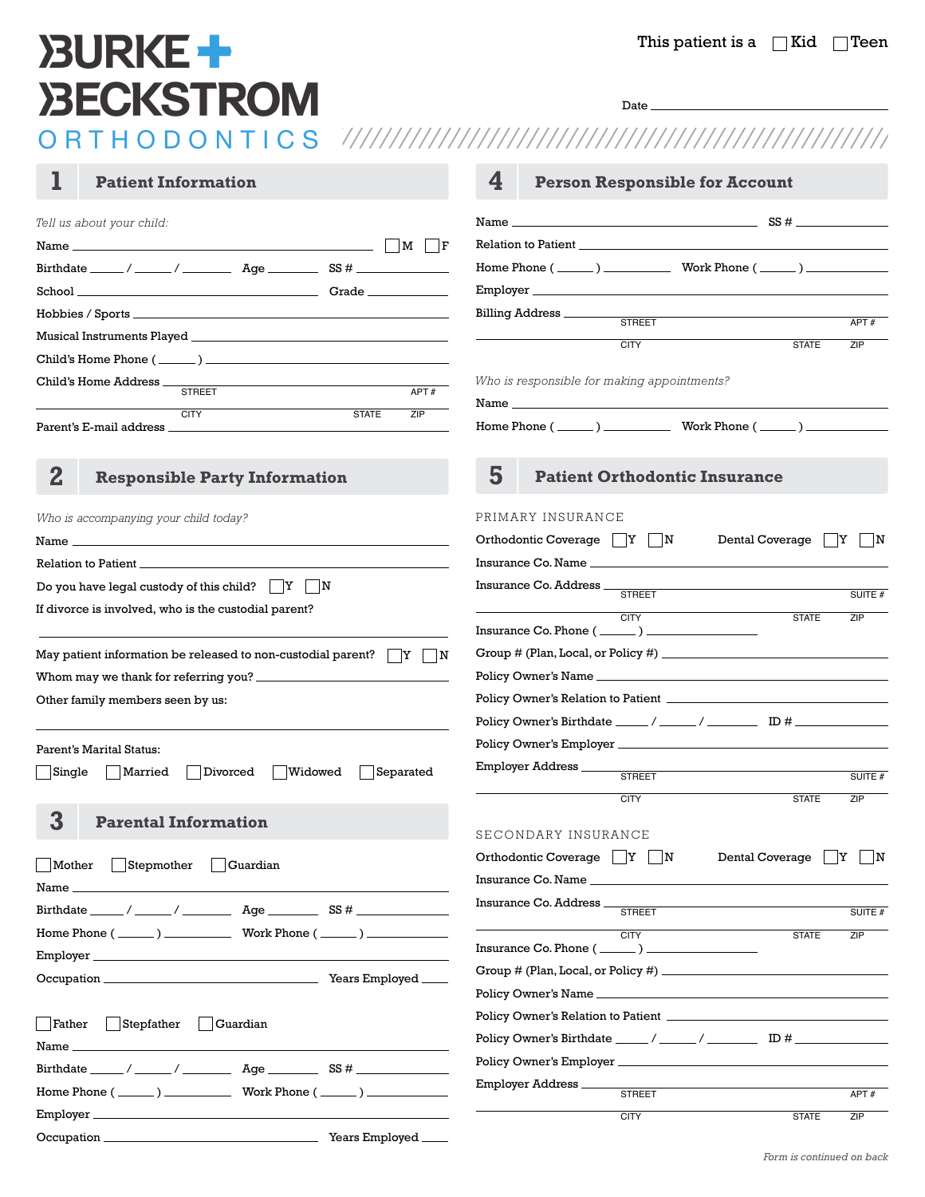# BURKE + BECKSTROM ORTHODONTICS

This patient is a ☐ Kid ☐ Teen

Date ______________________

## 1 Patient Information

*Tell us about your child:*

Name ______________________ ☐ M ☐ F

Birthdate _____ / _____ / _______ Age _______ SS # _______

School ______________________ Grade _______

Hobbies / Sports ______________________

Musical Instruments Played ______________________

Child's Home Phone ( _____ ) ______________________

Child's Home Address ______________________
STREET APT #
CITY STATE ZIP

Parent's E-mail address ______________________

## 2 Responsible Party Information

*Who is accompanying your child today?*

Name ______________________

Relation to Patient ______________________

Do you have legal custody of this child? ☐ Y ☐ N

If divorce is involved, who is the custodial parent?

______________________

May patient information be released to non-custodial parent? ☐ Y ☐ N

Whom may we thank for referring you? ______________________

Other family members seen by us:

______________________

Parent's Marital Status:

☐ Single ☐ Married ☐ Divorced ☐ Widowed ☐ Separated

## 3 Parental Information

☐ Mother ☐ Stepmother ☐ Guardian

Name ______________________

Birthdate _____ / _____ / _______ Age _______ SS # _______

Home Phone ( _____ ) _______ Work Phone ( _____ ) _______

Employer ______________________

Occupation ______________________ Years Employed _______

☐ Father ☐ Stepfather ☐ Guardian

Name ______________________

Birthdate _____ / _____ / _______ Age _______ SS # _______

Home Phone ( _____ ) _______ Work Phone ( _____ ) _______

Employer ______________________

Occupation ______________________ Years Employed _______

## 4 Person Responsible for Account

Name ______________________ SS # _______

Relation to Patient ______________________

Home Phone ( _____ ) _______ Work Phone ( _____ ) _______

Employer ______________________

Billing Address ______________________
STREET APT #
CITY STATE ZIP

*Who is responsible for making appointments?*

Name ______________________

Home Phone ( _____ ) _______ Work Phone ( _____ ) _______

## 5 Patient Orthodontic Insurance

### PRIMARY INSURANCE

Orthodontic Coverage ☐ Y ☐ N Dental Coverage ☐ Y ☐ N

Insurance Co. Name ______________________

Insurance Co. Address ______________________
STREET SUITE #
CITY STATE ZIP

Insurance Co. Phone ( _____ ) _______

Group # (Plan, Local, or Policy #) ______________________

Policy Owner's Name ______________________

Policy Owner's Relation to Patient ______________________

Policy Owner's Birthdate _____ / _____ / _______ ID # _______

Policy Owner's Employer ______________________

Employer Address ______________________
STREET SUITE #
CITY STATE ZIP

### SECONDARY INSURANCE

Orthodontic Coverage ☐ Y ☐ N Dental Coverage ☐ Y ☐ N

Insurance Co. Name ______________________

Insurance Co. Address ______________________
STREET SUITE #
CITY STATE ZIP

Insurance Co. Phone ( _____ ) _______

Group # (Plan, Local, or Policy #) ______________________

Policy Owner's Name ______________________

Policy Owner's Relation to Patient ______________________

Policy Owner's Birthdate _____ / _____ / _______ ID # _______

Policy Owner's Employer ______________________

Employer Address ______________________
STREET APT #
CITY STATE ZIP

*Form is continued on back*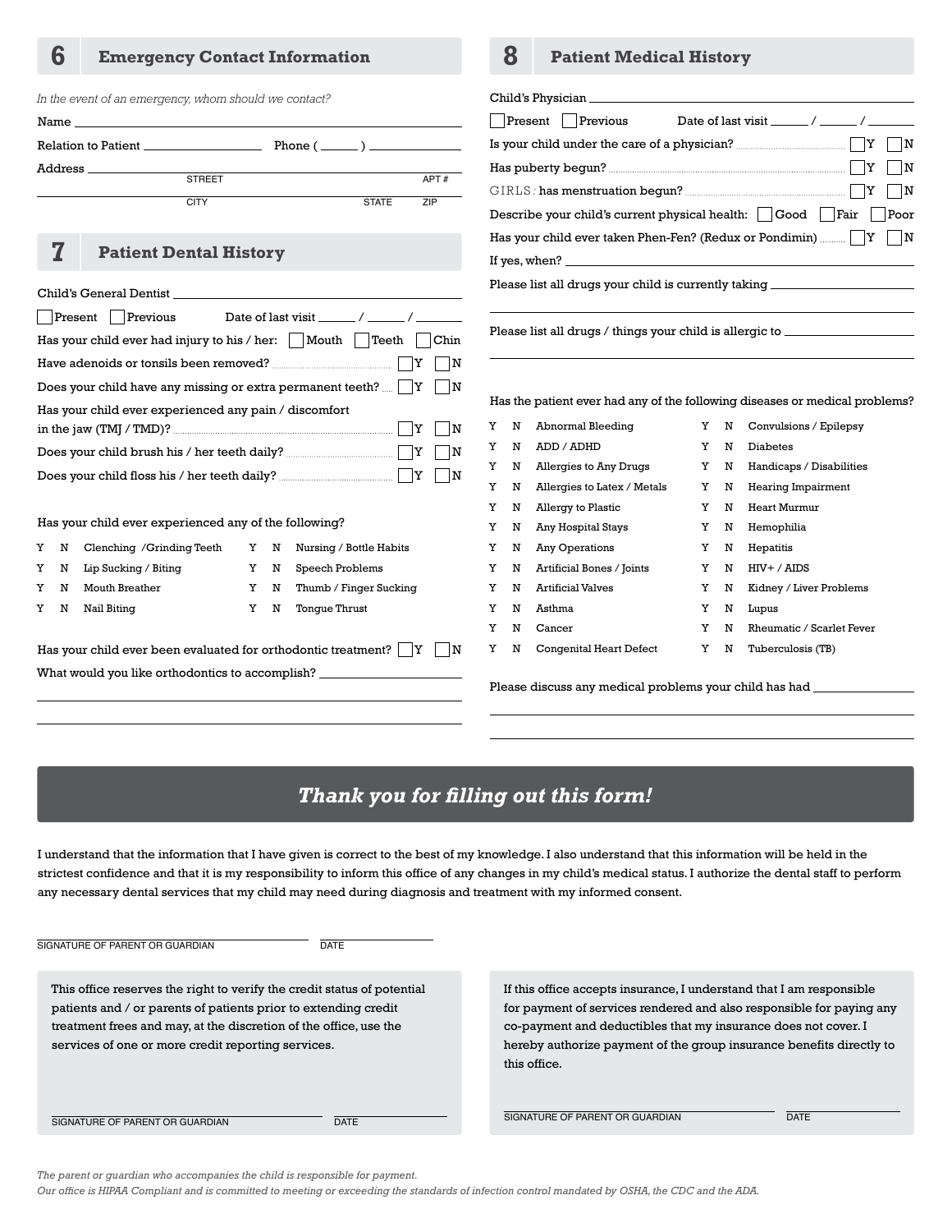## 6 Emergency Contact Information

*In the event of an emergency, whom should we contact?*

Name \_\_\_\_\_\_\_\_\_\_\_\_\_\_\_\_\_\_\_\_\_\_\_\_\_\_\_\_\_\_

Relation to Patient \_\_\_\_\_\_\_\_\_\_\_\_\_\_ Phone ( \_\_\_\_ ) \_\_\_\_\_\_\_\_\_\_

Address \_\_\_\_\_\_\_\_\_\_\_\_\_\_\_\_\_\_\_\_\_\_\_\_\_\_\_\_\_\_

STREET APT #

\_\_\_\_\_\_\_\_\_\_\_\_\_\_\_\_\_\_\_\_\_\_\_\_\_\_\_\_\_\_

CITY STATE ZIP

## 7 Patient Dental History

Child's General Dentist \_\_\_\_\_\_\_\_\_\_\_\_\_\_\_\_\_\_\_\_\_\_\_\_\_\_\_\_\_\_

☐ Present ☐ Previous Date of last visit \_\_\_\_ / \_\_\_\_ / \_\_\_\_

Has your child ever had injury to his / her: ☐ Mouth ☐ Teeth ☐ Chin

Have adenoids or tonsils been removed? ☐ Y ☐ N

Does your child have any missing or extra permanent teeth? ☐ Y ☐ N

Has your child ever experienced any pain / discomfort in the jaw (TMJ / TMD)? ☐ Y ☐ N

Does your child brush his / her teeth daily? ☐ Y ☐ N

Does your child floss his / her teeth daily? ☐ Y ☐ N

Has your child ever experienced any of the following?

| | | | | | |
|---|---|---|---|---|---|
| Y | N | Clenching /Grinding Teeth | Y | N | Nursing / Bottle Habits |
| Y | N | Lip Sucking / Biting | Y | N | Speech Problems |
| Y | N | Mouth Breather | Y | N | Thumb / Finger Sucking |
| Y | N | Nail Biting | Y | N | Tongue Thrust |

Has your child ever been evaluated for orthodontic treatment? ☐ Y ☐ N

What would you like orthodontics to accomplish? \_\_\_\_\_\_\_\_\_\_\_\_\_\_\_\_\_\_\_\_\_\_\_\_\_\_\_\_\_\_

## 8 Patient Medical History

Child's Physician \_\_\_\_\_\_\_\_\_\_\_\_\_\_\_\_\_\_\_\_\_\_\_\_\_\_\_\_\_\_

☐ Present ☐ Previous Date of last visit \_\_\_\_ / \_\_\_\_ / \_\_\_\_

Is your child under the care of a physician? ☐ Y ☐ N

Has puberty begun? ☐ Y ☐ N

GIRLS: has menstruation begun? ☐ Y ☐ N

Describe your child's current physical health: ☐ Good ☐ Fair ☐ Poor

Has your child ever taken Phen-Fen? (Redux or Pondimin) ☐ Y ☐ N

If yes, when? \_\_\_\_\_\_\_\_\_\_\_\_\_\_\_\_\_\_\_\_\_\_\_\_\_\_\_\_\_\_

Please list all drugs your child is currently taking \_\_\_\_\_\_\_\_\_\_\_\_\_\_\_\_\_\_\_\_\_\_\_\_\_\_\_\_\_\_

Please list all drugs / things your child is allergic to \_\_\_\_\_\_\_\_\_\_\_\_\_\_\_\_\_\_\_\_\_\_\_\_\_\_\_\_\_\_

Has the patient ever had any of the following diseases or medical problems?

| | | | | | |
|---|---|---|---|---|---|
| Y | N | Abnormal Bleeding | Y | N | Convulsions / Epilepsy |
| Y | N | ADD / ADHD | Y | N | Diabetes |
| Y | N | Allergies to Any Drugs | Y | N | Handicaps / Disabilities |
| Y | N | Allergies to Latex / Metals | Y | N | Hearing Impairment |
| Y | N | Allergy to Plastic | Y | N | Heart Murmur |
| Y | N | Any Hospital Stays | Y | N | Hemophilia |
| Y | N | Any Operations | Y | N | Hepatitis |
| Y | N | Artificial Bones / Joints | Y | N | HIV+ / AIDS |
| Y | N | Artificial Valves | Y | N | Kidney / Liver Problems |
| Y | N | Asthma | Y | N | Lupus |
| Y | N | Cancer | Y | N | Rheumatic / Scarlet Fever |
| Y | N | Congenital Heart Defect | Y | N | Tuberculosis (TB) |

Please discuss any medical problems your child has had \_\_\_\_\_\_\_\_\_\_\_\_\_\_\_\_\_\_\_\_\_\_\_\_\_\_\_\_\_\_

## *Thank you for filling out this form!*

I understand that the information that I have given is correct to the best of my knowledge. I also understand that this information will be held in the strictest confidence and that it is my responsibility to inform this office of any changes in my child's medical status. I authorize the dental staff to perform any necessary dental services that my child may need during diagnosis and treatment with my informed consent.

\_\_\_\_\_\_\_\_\_\_\_\_\_\_\_\_\_\_\_\_\_\_\_\_\_\_\_\_\_\_ \_\_\_\_\_\_\_\_\_\_

SIGNATURE OF PARENT OR GUARDIAN DATE

This office reserves the right to verify the credit status of potential patients and / or parents of patients prior to extending credit treatment frees and may, at the discretion of the office, use the services of one or more credit reporting services.

\_\_\_\_\_\_\_\_\_\_\_\_\_\_\_\_\_\_\_\_\_\_\_\_\_\_\_\_\_\_ \_\_\_\_\_\_\_\_\_\_

SIGNATURE OF PARENT OR GUARDIAN DATE

If this office accepts insurance, I understand that I am responsible for payment of services rendered and also responsible for paying any co-payment and deductibles that my insurance does not cover. I hereby authorize payment of the group insurance benefits directly to this office.

\_\_\_\_\_\_\_\_\_\_\_\_\_\_\_\_\_\_\_\_\_\_\_\_\_\_\_\_\_\_ \_\_\_\_\_\_\_\_\_\_

SIGNATURE OF PARENT OR GUARDIAN DATE

*The parent or guardian who accompanies the child is responsible for payment.*
*Our office is HIPAA Compliant and is committed to meeting or exceeding the standards of infection control mandated by OSHA, the CDC and the ADA.*